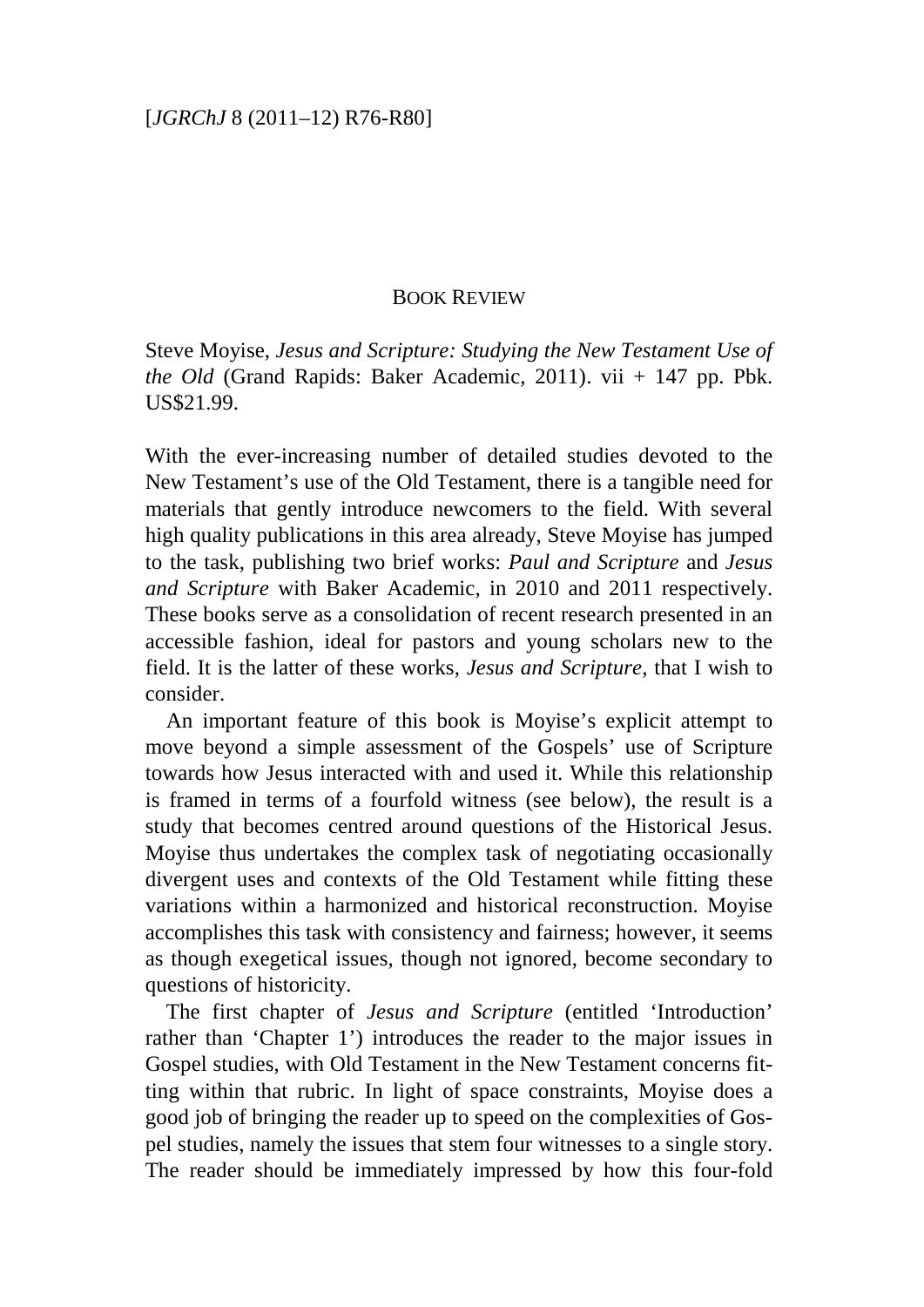## BOOK REVIEW

Steve Moyise, *Jesus and Scripture: Studying the New Testament Use of the Old* (Grand Rapids: Baker Academic, 2011). vii + 147 pp. Pbk. US$21.99.

With the ever-increasing number of detailed studies devoted to the New Testament's use of the Old Testament, there is a tangible need for materials that gently introduce newcomers to the field. With several high quality publications in this area already, Steve Moyise has jumped to the task, publishing two brief works: *Paul and Scripture* and *Jesus and Scripture* with Baker Academic, in 2010 and 2011 respectively. These books serve as a consolidation of recent research presented in an accessible fashion, ideal for pastors and young scholars new to the field. It is the latter of these works, *Jesus and Scripture*, that I wish to consider.

An important feature of this book is Moyise's explicit attempt to move beyond a simple assessment of the Gospels' use of Scripture towards how Jesus interacted with and used it. While this relationship is framed in terms of a fourfold witness (see below), the result is a study that becomes centred around questions of the Historical Jesus. Moyise thus undertakes the complex task of negotiating occasionally divergent uses and contexts of the Old Testament while fitting these variations within a harmonized and historical reconstruction. Moyise accomplishes this task with consistency and fairness; however, it seems as though exegetical issues, though not ignored, become secondary to questions of historicity.

The first chapter of *Jesus and Scripture* (entitled 'Introduction' rather than 'Chapter 1') introduces the reader to the major issues in Gospel studies, with Old Testament in the New Testament concerns fitting within that rubric. In light of space constraints, Moyise does a good job of bringing the reader up to speed on the complexities of Gospel studies, namely the issues that stem four witnesses to a single story. The reader should be immediately impressed by how this four-fold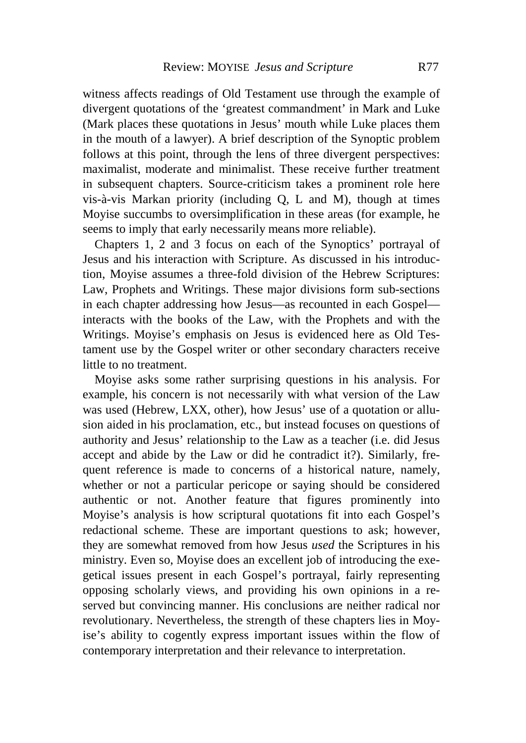witness affects readings of Old Testament use through the example of divergent quotations of the 'greatest commandment' in Mark and Luke (Mark places these quotations in Jesus' mouth while Luke places them in the mouth of a lawyer). A brief description of the Synoptic problem follows at this point, through the lens of three divergent perspectives: maximalist, moderate and minimalist. These receive further treatment in subsequent chapters. Source-criticism takes a prominent role here vis-à-vis Markan priority (including Q, L and M), though at times Moyise succumbs to oversimplification in these areas (for example, he seems to imply that early necessarily means more reliable).

Chapters 1, 2 and 3 focus on each of the Synoptics' portrayal of Jesus and his interaction with Scripture. As discussed in his introduction, Moyise assumes a three-fold division of the Hebrew Scriptures: Law, Prophets and Writings. These major divisions form sub-sections in each chapter addressing how Jesus—as recounted in each Gospel—interacts with the books of the Law, with the Prophets and with the Writings. Moyise's emphasis on Jesus is evidenced here as Old Testament use by the Gospel writer or other secondary characters receive little to no treatment.

Moyise asks some rather surprising questions in his analysis. For example, his concern is not necessarily with what version of the Law was used (Hebrew, LXX, other), how Jesus' use of a quotation or allusion aided in his proclamation, etc., but instead focuses on questions of authority and Jesus' relationship to the Law as a teacher (i.e. did Jesus accept and abide by the Law or did he contradict it?). Similarly, frequent reference is made to concerns of a historical nature, namely, whether or not a particular pericope or saying should be considered authentic or not. Another feature that figures prominently into Moyise's analysis is how scriptural quotations fit into each Gospel's redactional scheme. These are important questions to ask; however, they are somewhat removed from how Jesus *used* the Scriptures in his ministry. Even so, Moyise does an excellent job of introducing the exegetical issues present in each Gospel's portrayal, fairly representing opposing scholarly views, and providing his own opinions in a reserved but convincing manner. His conclusions are neither radical nor revolutionary. Nevertheless, the strength of these chapters lies in Moyise's ability to cogently express important issues within the flow of contemporary interpretation and their relevance to interpretation.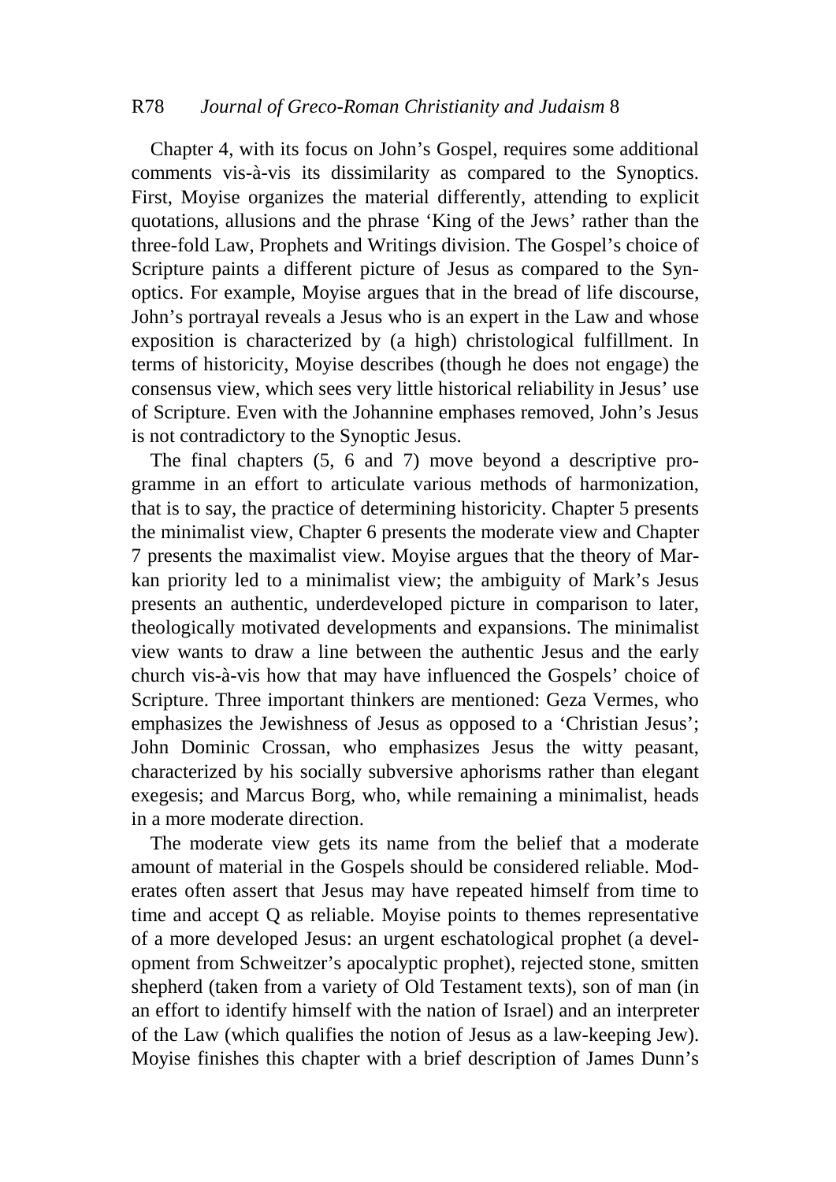Chapter 4, with its focus on John's Gospel, requires some additional comments vis-à-vis its dissimilarity as compared to the Synoptics. First, Moyise organizes the material differently, attending to explicit quotations, allusions and the phrase 'King of the Jews' rather than the three-fold Law, Prophets and Writings division. The Gospel's choice of Scripture paints a different picture of Jesus as compared to the Synoptics. For example, Moyise argues that in the bread of life discourse, John's portrayal reveals a Jesus who is an expert in the Law and whose exposition is characterized by (a high) christological fulfillment. In terms of historicity, Moyise describes (though he does not engage) the consensus view, which sees very little historical reliability in Jesus' use of Scripture. Even with the Johannine emphases removed, John's Jesus is not contradictory to the Synoptic Jesus.

The final chapters (5, 6 and 7) move beyond a descriptive programme in an effort to articulate various methods of harmonization, that is to say, the practice of determining historicity. Chapter 5 presents the minimalist view, Chapter 6 presents the moderate view and Chapter 7 presents the maximalist view. Moyise argues that the theory of Markan priority led to a minimalist view; the ambiguity of Mark's Jesus presents an authentic, underdeveloped picture in comparison to later, theologically motivated developments and expansions. The minimalist view wants to draw a line between the authentic Jesus and the early church vis-à-vis how that may have influenced the Gospels' choice of Scripture. Three important thinkers are mentioned: Geza Vermes, who emphasizes the Jewishness of Jesus as opposed to a 'Christian Jesus'; John Dominic Crossan, who emphasizes Jesus the witty peasant, characterized by his socially subversive aphorisms rather than elegant exegesis; and Marcus Borg, who, while remaining a minimalist, heads in a more moderate direction.

The moderate view gets its name from the belief that a moderate amount of material in the Gospels should be considered reliable. Moderates often assert that Jesus may have repeated himself from time to time and accept Q as reliable. Moyise points to themes representative of a more developed Jesus: an urgent eschatological prophet (a development from Schweitzer's apocalyptic prophet), rejected stone, smitten shepherd (taken from a variety of Old Testament texts), son of man (in an effort to identify himself with the nation of Israel) and an interpreter of the Law (which qualifies the notion of Jesus as a law-keeping Jew). Moyise finishes this chapter with a brief description of James Dunn's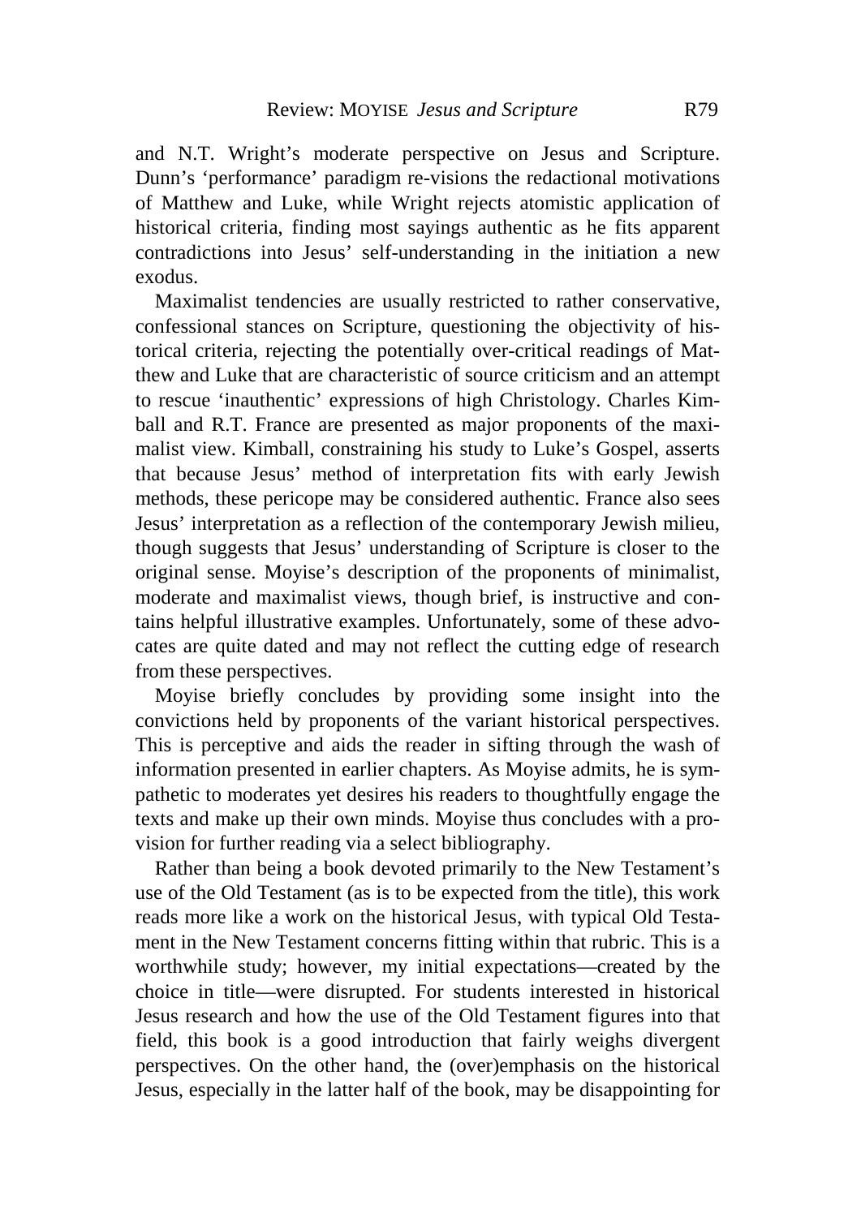and N.T. Wright's moderate perspective on Jesus and Scripture. Dunn's 'performance' paradigm re-visions the redactional motivations of Matthew and Luke, while Wright rejects atomistic application of historical criteria, finding most sayings authentic as he fits apparent contradictions into Jesus' self-understanding in the initiation a new exodus.

Maximalist tendencies are usually restricted to rather conservative, confessional stances on Scripture, questioning the objectivity of historical criteria, rejecting the potentially over-critical readings of Matthew and Luke that are characteristic of source criticism and an attempt to rescue 'inauthentic' expressions of high Christology. Charles Kimball and R.T. France are presented as major proponents of the maximalist view. Kimball, constraining his study to Luke's Gospel, asserts that because Jesus' method of interpretation fits with early Jewish methods, these pericope may be considered authentic. France also sees Jesus' interpretation as a reflection of the contemporary Jewish milieu, though suggests that Jesus' understanding of Scripture is closer to the original sense. Moyise's description of the proponents of minimalist, moderate and maximalist views, though brief, is instructive and contains helpful illustrative examples. Unfortunately, some of these advocates are quite dated and may not reflect the cutting edge of research from these perspectives.

Moyise briefly concludes by providing some insight into the convictions held by proponents of the variant historical perspectives. This is perceptive and aids the reader in sifting through the wash of information presented in earlier chapters. As Moyise admits, he is sympathetic to moderates yet desires his readers to thoughtfully engage the texts and make up their own minds. Moyise thus concludes with a provision for further reading via a select bibliography.

Rather than being a book devoted primarily to the New Testament's use of the Old Testament (as is to be expected from the title), this work reads more like a work on the historical Jesus, with typical Old Testament in the New Testament concerns fitting within that rubric. This is a worthwhile study; however, my initial expectations—created by the choice in title—were disrupted. For students interested in historical Jesus research and how the use of the Old Testament figures into that field, this book is a good introduction that fairly weighs divergent perspectives. On the other hand, the (over)emphasis on the historical Jesus, especially in the latter half of the book, may be disappointing for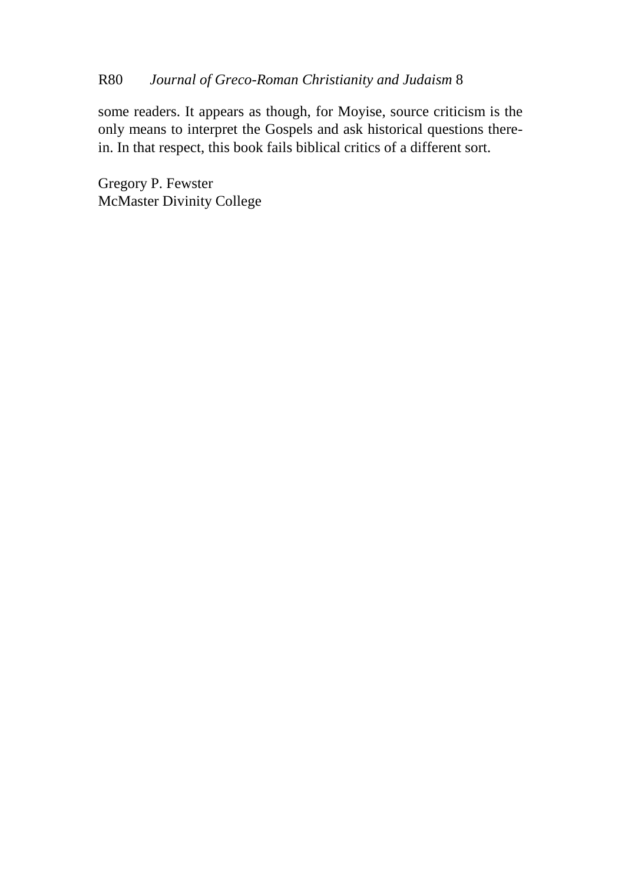some readers. It appears as though, for Moyise, source criticism is the only means to interpret the Gospels and ask historical questions therein. In that respect, this book fails biblical critics of a different sort.

Gregory P. Fewster
McMaster Divinity College